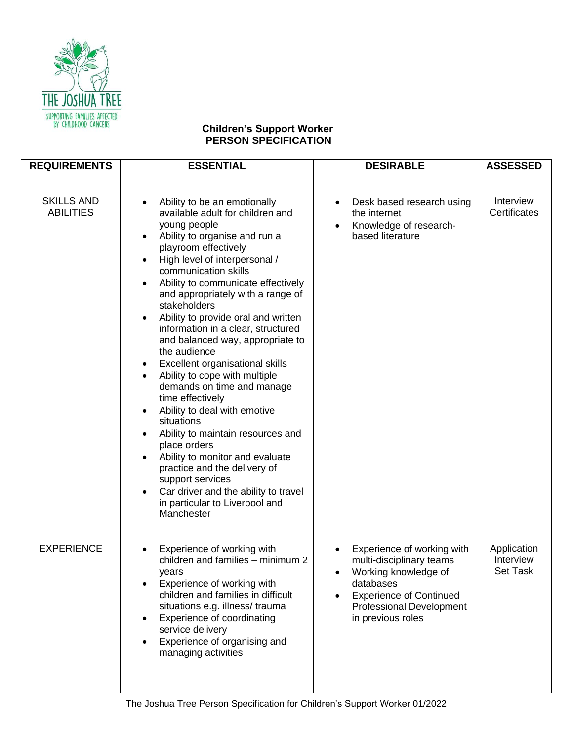THE JOSHUA TREE
SUPPORTING FAMILIES AFFECTED BY CHILDHOOD CANCERS

# Children's Support Worker
## PERSON SPECIFICATION

| REQUIREMENTS | ESSENTIAL | DESIRABLE | ASSESSED |
|---|---|---|---|
| SKILLS AND ABILITIES | • Ability to be an emotionally available adult for children and young people<br>• Ability to organise and run a playroom effectively<br>• High level of interpersonal / communication skills<br>• Ability to communicate effectively and appropriately with a range of stakeholders<br>• Ability to provide oral and written information in a clear, structured and balanced way, appropriate to the audience<br>• Excellent organisational skills<br>• Ability to cope with multiple demands on time and manage time effectively<br>• Ability to deal with emotive situations<br>• Ability to maintain resources and place orders<br>• Ability to monitor and evaluate practice and the delivery of support services<br>• Car driver and the ability to travel in particular to Liverpool and Manchester | • Desk based research using the internet<br>• Knowledge of research-based literature | Interview<br>Certificates |
| EXPERIENCE | • Experience of working with children and families – minimum 2 years<br>• Experience of working with children and families in difficult situations e.g. illness/ trauma<br>• Experience of coordinating service delivery<br>• Experience of organising and managing activities | • Experience of working with multi-disciplinary teams<br>• Working knowledge of databases<br>• Experience of Continued Professional Development in previous roles | Application<br>Interview<br>Set Task |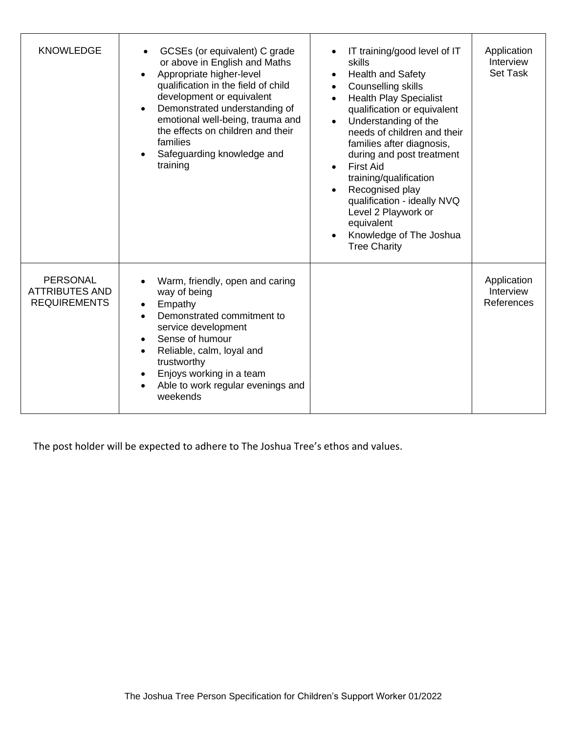| | | | |
|---|---|---|---|
| KNOWLEDGE | • GCSEs (or equivalent) C grade or above in English and Maths<br>• Appropriate higher-level qualification in the field of child development or equivalent<br>• Demonstrated understanding of emotional well-being, trauma and the effects on children and their families<br>• Safeguarding knowledge and training | • IT training/good level of IT skills<br>• Health and Safety<br>• Counselling skills<br>• Health Play Specialist qualification or equivalent<br>• Understanding of the needs of children and their families after diagnosis, during and post treatment<br>• First Aid training/qualification<br>• Recognised play qualification - ideally NVQ Level 2 Playwork or equivalent<br>• Knowledge of The Joshua Tree Charity | Application<br>Interview<br>Set Task |
| PERSONAL ATTRIBUTES AND REQUIREMENTS | • Warm, friendly, open and caring way of being<br>• Empathy<br>• Demonstrated commitment to service development<br>• Sense of humour<br>• Reliable, calm, loyal and trustworthy<br>• Enjoys working in a team<br>• Able to work regular evenings and weekends | | Application<br>Interview<br>References |

The post holder will be expected to adhere to The Joshua Tree's ethos and values.